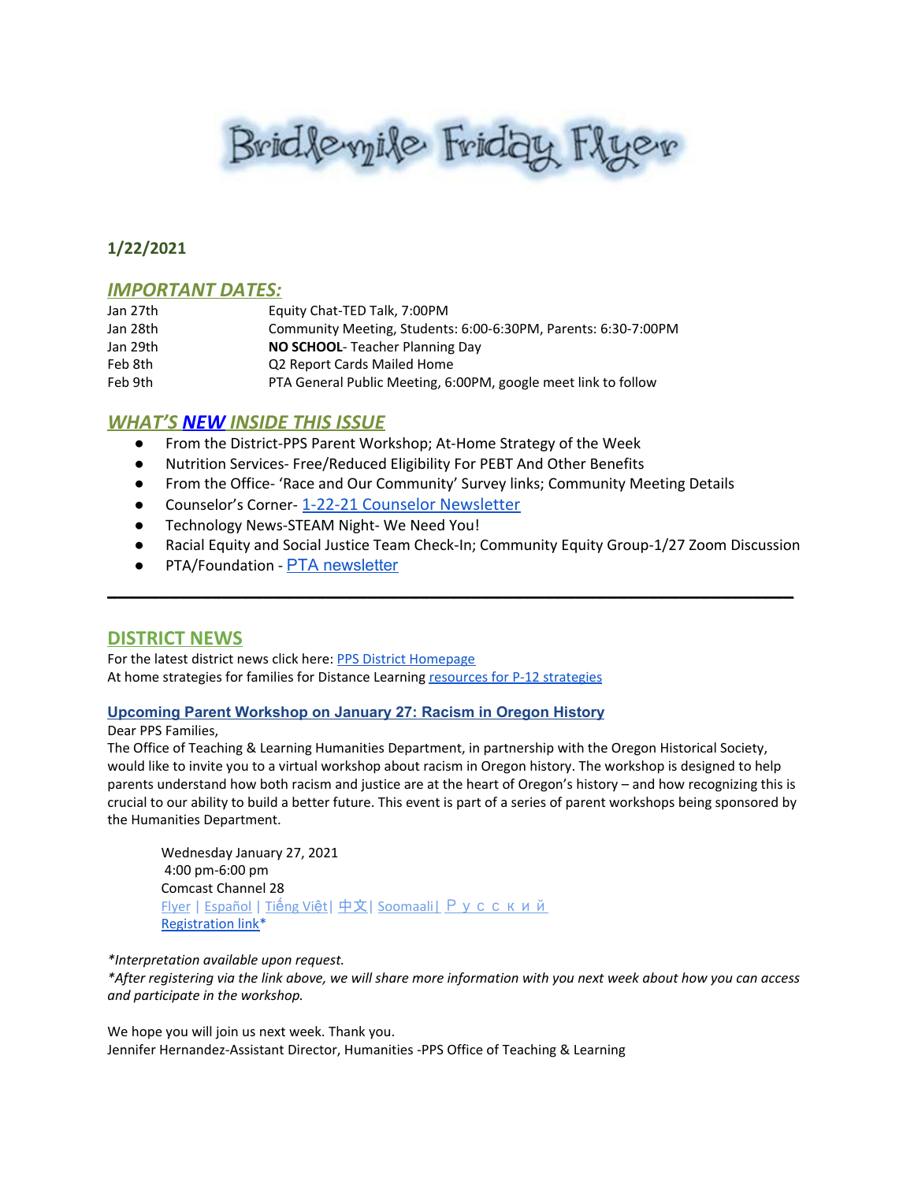# Bridlemile Friday Flyer

**1/22/2021**

## *IMPORTANT DATES:*

| | |
|---|---|
| Jan 27th | Equity Chat-TED Talk, 7:00PM |
| Jan 28th | Community Meeting, Students: 6:00-6:30PM, Parents: 6:30-7:00PM |
| Jan 29th | **NO SCHOOL**- Teacher Planning Day |
| Feb 8th | Q2 Report Cards Mailed Home |
| Feb 9th | PTA General Public Meeting, 6:00PM, google meet link to follow |

## *WHAT'S NEW INSIDE THIS ISSUE*

- From the District-PPS Parent Workshop; At-Home Strategy of the Week
- Nutrition Services- Free/Reduced Eligibility For PEBT And Other Benefits
- From the Office- 'Race and Our Community' Survey links; Community Meeting Details
- Counselor's Corner- 1-22-21 Counselor Newsletter
- Technology News-STEAM Night- We Need You!
- Racial Equity and Social Justice Team Check-In; Community Equity Group-1/27 Zoom Discussion
- PTA/Foundation - PTA newsletter

---

## DISTRICT NEWS

For the latest district news click here: PPS District Homepage
At home strategies for families for Distance Learning resources for P-12 strategies

### Upcoming Parent Workshop on January 27: Racism in Oregon History

Dear PPS Families,
The Office of Teaching & Learning Humanities Department, in partnership with the Oregon Historical Society, would like to invite you to a virtual workshop about racism in Oregon history. The workshop is designed to help parents understand how both racism and justice are at the heart of Oregon's history – and how recognizing this is crucial to our ability to build a better future. This event is part of a series of parent workshops being sponsored by the Humanities Department.

> Wednesday January 27, 2021
> 4:00 pm-6:00 pm
> Comcast Channel 28
> Flyer | Español | Tiếng Việt | 中文 | Soomaali | Русский
> Registration link*

*\*Interpretation available upon request.*
*\*After registering via the link above, we will share more information with you next week about how you can access and participate in the workshop.*

We hope you will join us next week. Thank you.
Jennifer Hernandez-Assistant Director, Humanities -PPS Office of Teaching & Learning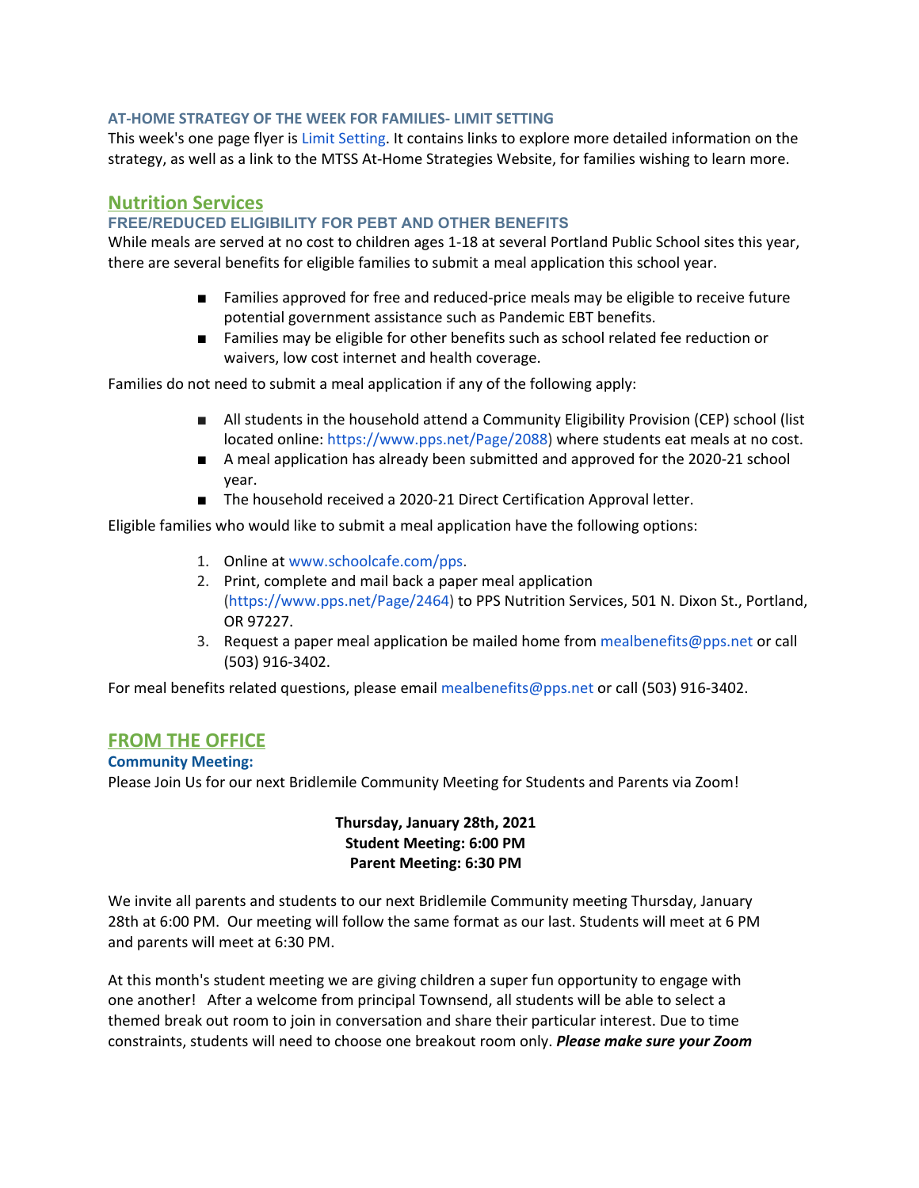### AT-HOME STRATEGY OF THE WEEK FOR FAMILIES- LIMIT SETTING

This week's one page flyer is Limit Setting. It contains links to explore more detailed information on the strategy, as well as a link to the MTSS At-Home Strategies Website, for families wishing to learn more.

## Nutrition Services

### FREE/REDUCED ELIGIBILITY FOR PEBT AND OTHER BENEFITS

While meals are served at no cost to children ages 1-18 at several Portland Public School sites this year, there are several benefits for eligible families to submit a meal application this school year.

- Families approved for free and reduced-price meals may be eligible to receive future potential government assistance such as Pandemic EBT benefits.
- Families may be eligible for other benefits such as school related fee reduction or waivers, low cost internet and health coverage.

Families do not need to submit a meal application if any of the following apply:

- All students in the household attend a Community Eligibility Provision (CEP) school (list located online: https://www.pps.net/Page/2088) where students eat meals at no cost.
- A meal application has already been submitted and approved for the 2020-21 school year.
- The household received a 2020-21 Direct Certification Approval letter.

Eligible families who would like to submit a meal application have the following options:

1. Online at www.schoolcafe.com/pps.
2. Print, complete and mail back a paper meal application (https://www.pps.net/Page/2464) to PPS Nutrition Services, 501 N. Dixon St., Portland, OR 97227.
3. Request a paper meal application be mailed home from mealbenefits@pps.net or call (503) 916-3402.

For meal benefits related questions, please email mealbenefits@pps.net or call (503) 916-3402.

## FROM THE OFFICE

### Community Meeting:

Please Join Us for our next Bridlemile Community Meeting for Students and Parents via Zoom!

**Thursday, January 28th, 2021**
**Student Meeting: 6:00 PM**
**Parent Meeting: 6:30 PM**

We invite all parents and students to our next Bridlemile Community meeting Thursday, January 28th at 6:00 PM. Our meeting will follow the same format as our last. Students will meet at 6 PM and parents will meet at 6:30 PM.

At this month's student meeting we are giving children a super fun opportunity to engage with one another! After a welcome from principal Townsend, all students will be able to select a themed break out room to join in conversation and share their particular interest. Due to time constraints, students will need to choose one breakout room only. ***Please make sure your Zoom***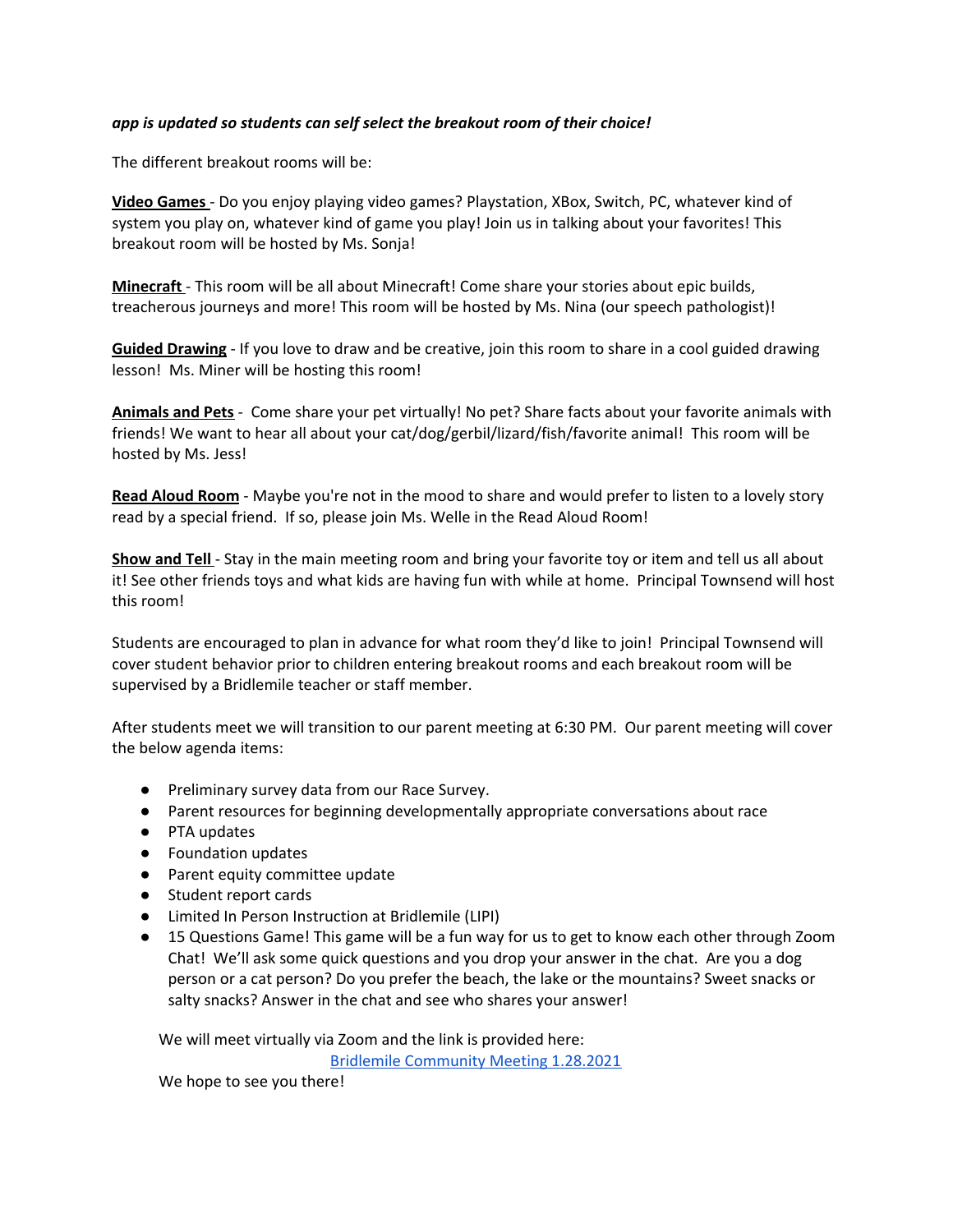***app is updated so students can self select the breakout room of their choice!***

The different breakout rooms will be:

**Video Games** - Do you enjoy playing video games? Playstation, XBox, Switch, PC, whatever kind of system you play on, whatever kind of game you play! Join us in talking about your favorites! This breakout room will be hosted by Ms. Sonja!

**Minecraft** - This room will be all about Minecraft! Come share your stories about epic builds, treacherous journeys and more! This room will be hosted by Ms. Nina (our speech pathologist)!

**Guided Drawing** - If you love to draw and be creative, join this room to share in a cool guided drawing lesson! Ms. Miner will be hosting this room!

**Animals and Pets** - Come share your pet virtually! No pet? Share facts about your favorite animals with friends! We want to hear all about your cat/dog/gerbil/lizard/fish/favorite animal! This room will be hosted by Ms. Jess!

**Read Aloud Room** - Maybe you're not in the mood to share and would prefer to listen to a lovely story read by a special friend. If so, please join Ms. Welle in the Read Aloud Room!

**Show and Tell** - Stay in the main meeting room and bring your favorite toy or item and tell us all about it! See other friends toys and what kids are having fun with while at home. Principal Townsend will host this room!

Students are encouraged to plan in advance for what room they'd like to join! Principal Townsend will cover student behavior prior to children entering breakout rooms and each breakout room will be supervised by a Bridlemile teacher or staff member.

After students meet we will transition to our parent meeting at 6:30 PM. Our parent meeting will cover the below agenda items:

- Preliminary survey data from our Race Survey.
- Parent resources for beginning developmentally appropriate conversations about race
- PTA updates
- Foundation updates
- Parent equity committee update
- Student report cards
- Limited In Person Instruction at Bridlemile (LIPI)
- 15 Questions Game! This game will be a fun way for us to get to know each other through Zoom Chat! We'll ask some quick questions and you drop your answer in the chat. Are you a dog person or a cat person? Do you prefer the beach, the lake or the mountains? Sweet snacks or salty snacks? Answer in the chat and see who shares your answer!

We will meet virtually via Zoom and the link is provided here:

Bridlemile Community Meeting 1.28.2021

We hope to see you there!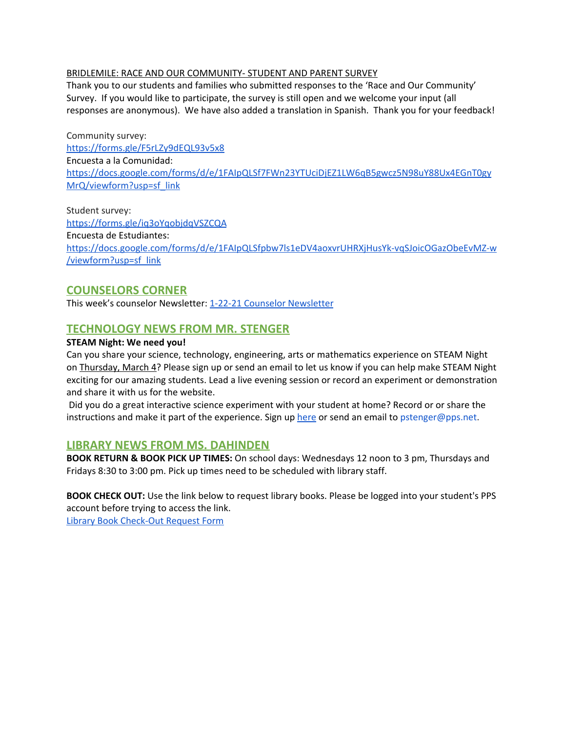BRIDLEMILE: RACE AND OUR COMMUNITY- STUDENT AND PARENT SURVEY

Thank you to our students and families who submitted responses to the 'Race and Our Community' Survey. If you would like to participate, the survey is still open and we welcome your input (all responses are anonymous). We have also added a translation in Spanish. Thank you for your feedback!

Community survey:
https://forms.gle/F5rLZy9dEQL93v5x8
Encuesta a la Comunidad:
https://docs.google.com/forms/d/e/1FAIpQLSf7FWn23YTUciDjEZ1LW6qB5gwcz5N98uY88Ux4EGnT0gyMrQ/viewform?usp=sf_link

Student survey:
https://forms.gle/iq3oYqobjdqVSZCQA
Encuesta de Estudiantes:
https://docs.google.com/forms/d/e/1FAIpQLSfpbw7ls1eDV4aoxvrUHRXjHusYk-vqSJoicOGazObeEvMZ-w/viewform?usp=sf_link

## COUNSELORS CORNER

This week's counselor Newsletter: 1-22-21 Counselor Newsletter

## TECHNOLOGY NEWS FROM MR. STENGER

**STEAM Night: We need you!**

Can you share your science, technology, engineering, arts or mathematics experience on STEAM Night on Thursday, March 4? Please sign up or send an email to let us know if you can help make STEAM Night exciting for our amazing students. Lead a live evening session or record an experiment or demonstration and share it with us for the website.

Did you do a great interactive science experiment with your student at home? Record or or share the instructions and make it part of the experience. Sign up here or send an email to pstenger@pps.net.

## LIBRARY NEWS FROM MS. DAHINDEN

**BOOK RETURN & BOOK PICK UP TIMES:** On school days: Wednesdays 12 noon to 3 pm, Thursdays and Fridays 8:30 to 3:00 pm. Pick up times need to be scheduled with library staff.

**BOOK CHECK OUT:** Use the link below to request library books. Please be logged into your student's PPS account before trying to access the link.
Library Book Check-Out Request Form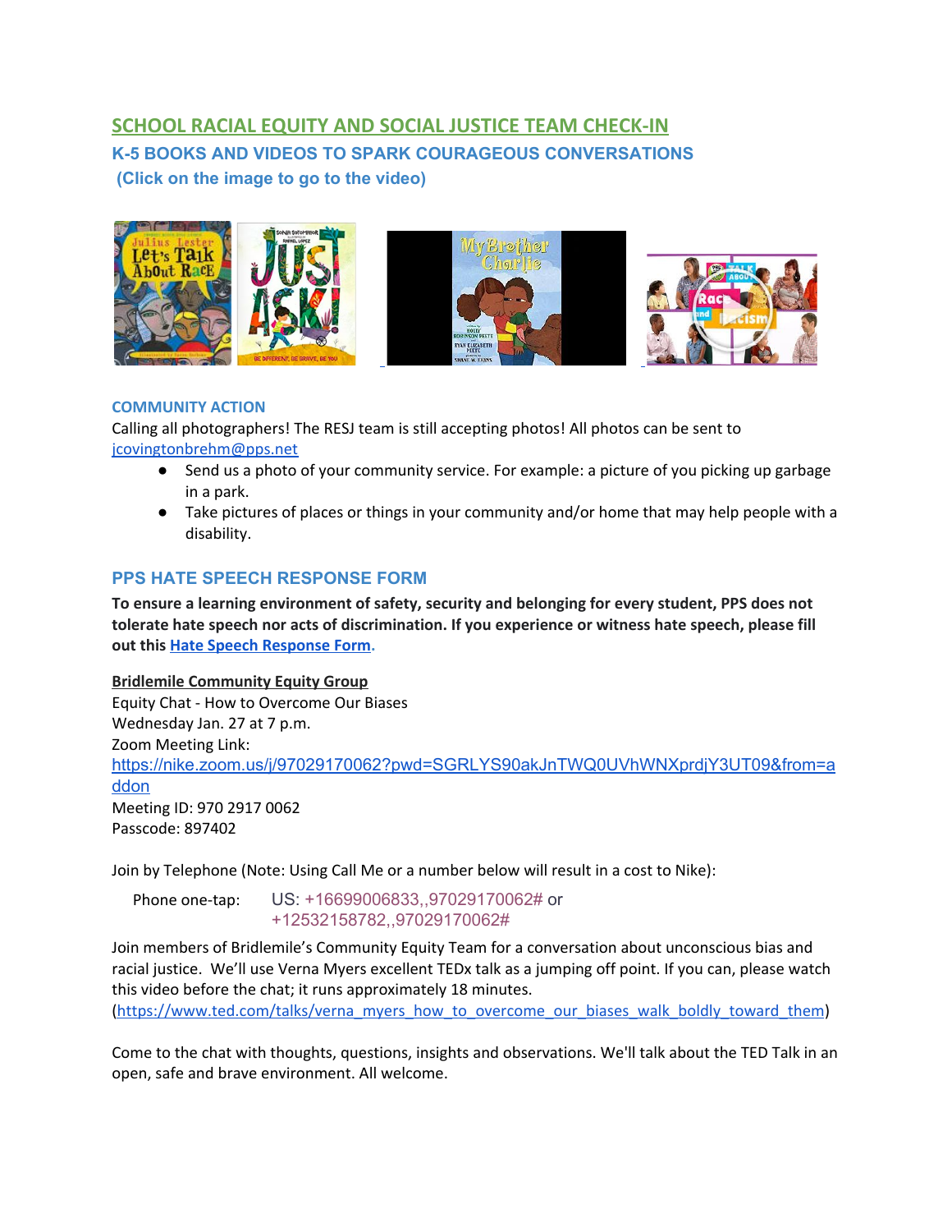## SCHOOL RACIAL EQUITY AND SOCIAL JUSTICE TEAM CHECK-IN

### K-5 BOOKS AND VIDEOS TO SPARK COURAGEOUS CONVERSATIONS

**(Click on the image to go to the video)**

### COMMUNITY ACTION

Calling all photographers! The RESJ team is still accepting photos! All photos can be sent to jcovingtonbrehm@pps.net

- Send us a photo of your community service. For example: a picture of you picking up garbage in a park.
- Take pictures of places or things in your community and/or home that may help people with a disability.

### PPS HATE SPEECH RESPONSE FORM

**To ensure a learning environment of safety, security and belonging for every student, PPS does not tolerate hate speech nor acts of discrimination. If you experience or witness hate speech, please fill out this Hate Speech Response Form.**

**Bridlemile Community Equity Group**

Equity Chat - How to Overcome Our Biases
Wednesday Jan. 27 at 7 p.m.
Zoom Meeting Link:
https://nike.zoom.us/j/97029170062?pwd=SGRLYS90akJnTWQ0UVhWNXprdjY3UT09&from=addon
Meeting ID: 970 2917 0062
Passcode: 897402

Join by Telephone (Note: Using Call Me or a number below will result in a cost to Nike):

Phone one-tap: US: +16699006833,,97029170062# or +12532158782,,97029170062#

Join members of Bridlemile's Community Equity Team for a conversation about unconscious bias and racial justice. We'll use Verna Myers excellent TEDx talk as a jumping off point. If you can, please watch this video before the chat; it runs approximately 18 minutes.
(https://www.ted.com/talks/verna_myers_how_to_overcome_our_biases_walk_boldly_toward_them)

Come to the chat with thoughts, questions, insights and observations. We'll talk about the TED Talk in an open, safe and brave environment. All welcome.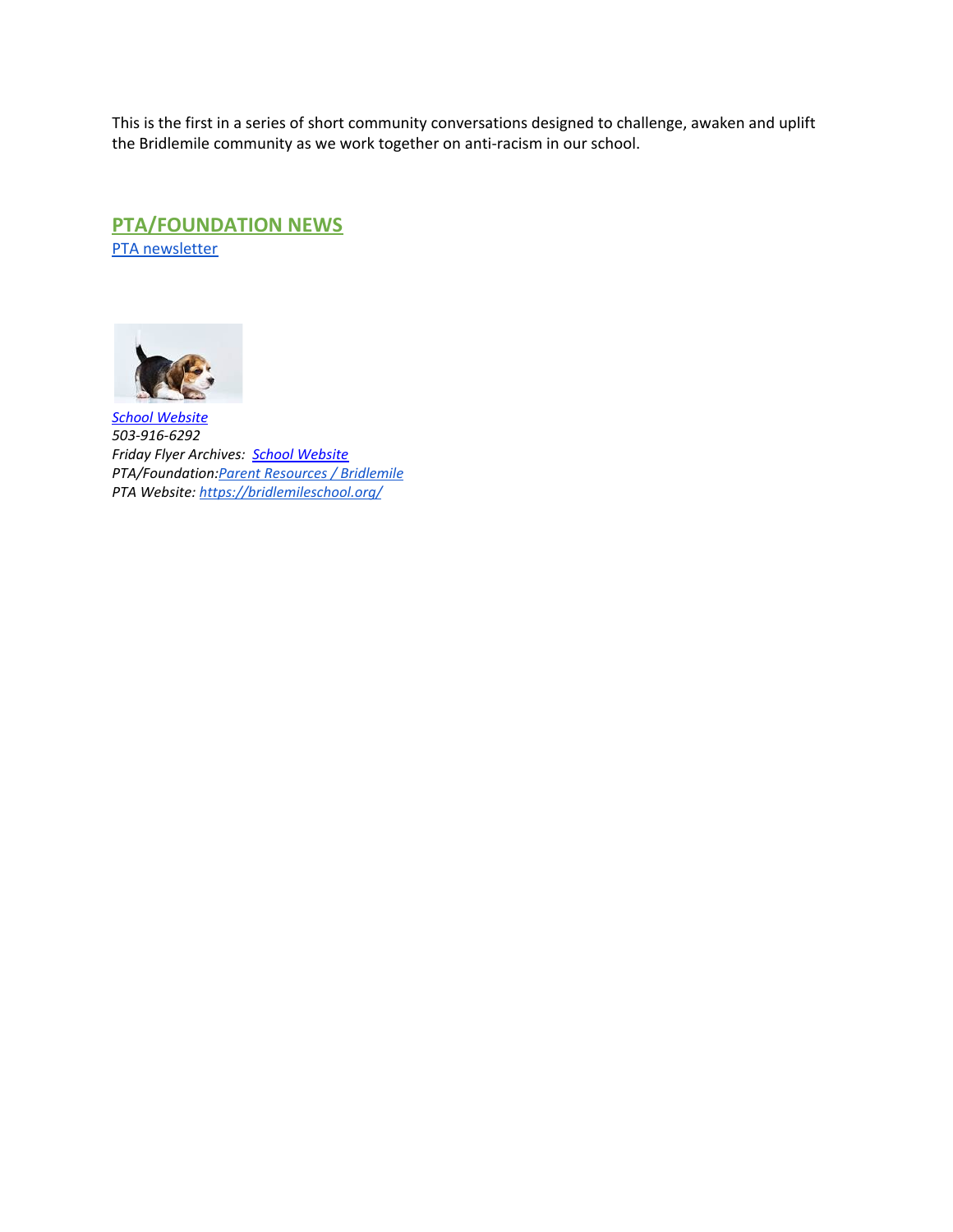This is the first in a series of short community conversations designed to challenge, awaken and uplift the Bridlemile community as we work together on anti-racism in our school.

## PTA/FOUNDATION NEWS

PTA newsletter

*School Website*
*503-916-6292*
*Friday Flyer Archives: School Website*
*PTA/Foundation: Parent Resources / Bridlemile*
*PTA Website: https://bridlemileschool.org/*